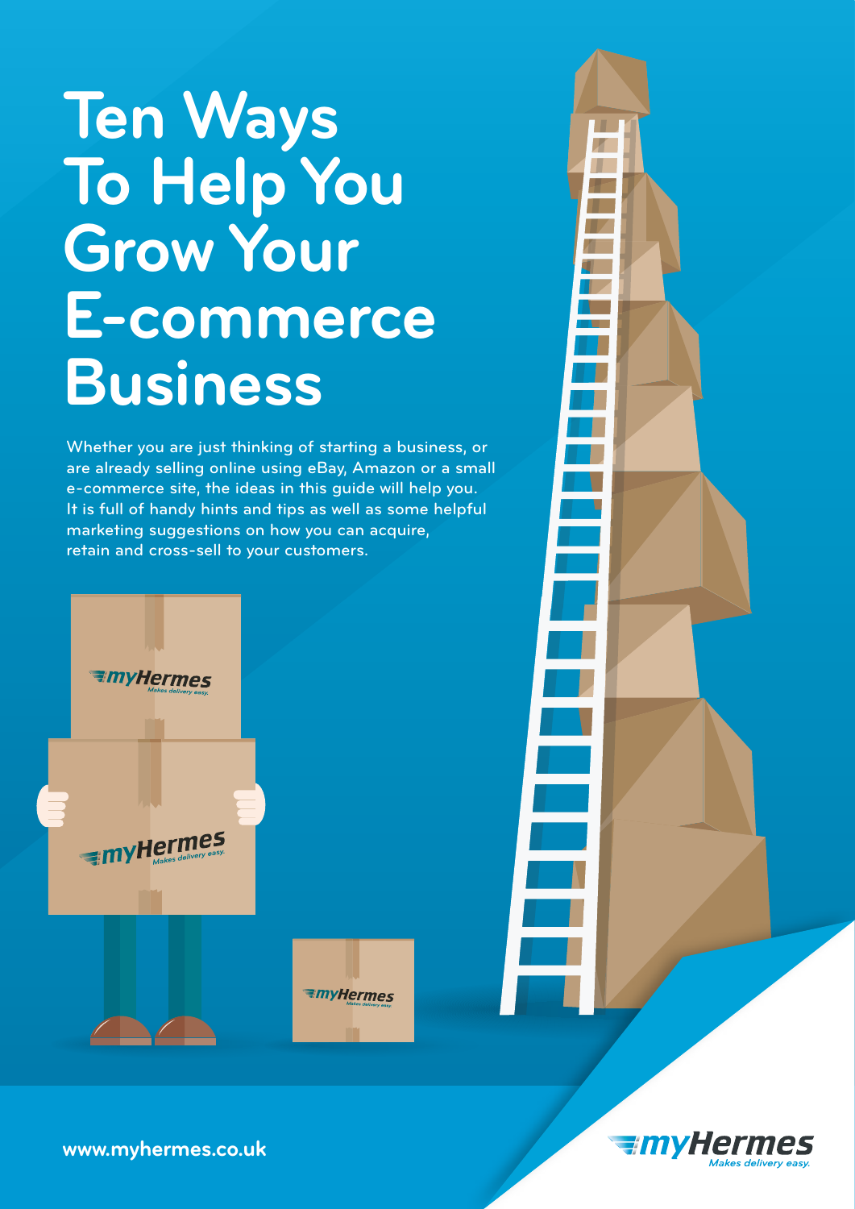# Ten Ways To Help You Grow Your E-commerce Business

Whether you are just thinking of starting a business, or are already selling online using eBay, Amazon or a small e-commerce site, the ideas in this guide will help you. It is full of handy hints and tips as well as some helpful marketing suggestions on how you can acquire, retain and cross-sell to your customers.

www.myhermes.co.uk

myHermes
*Makes delivery easy.*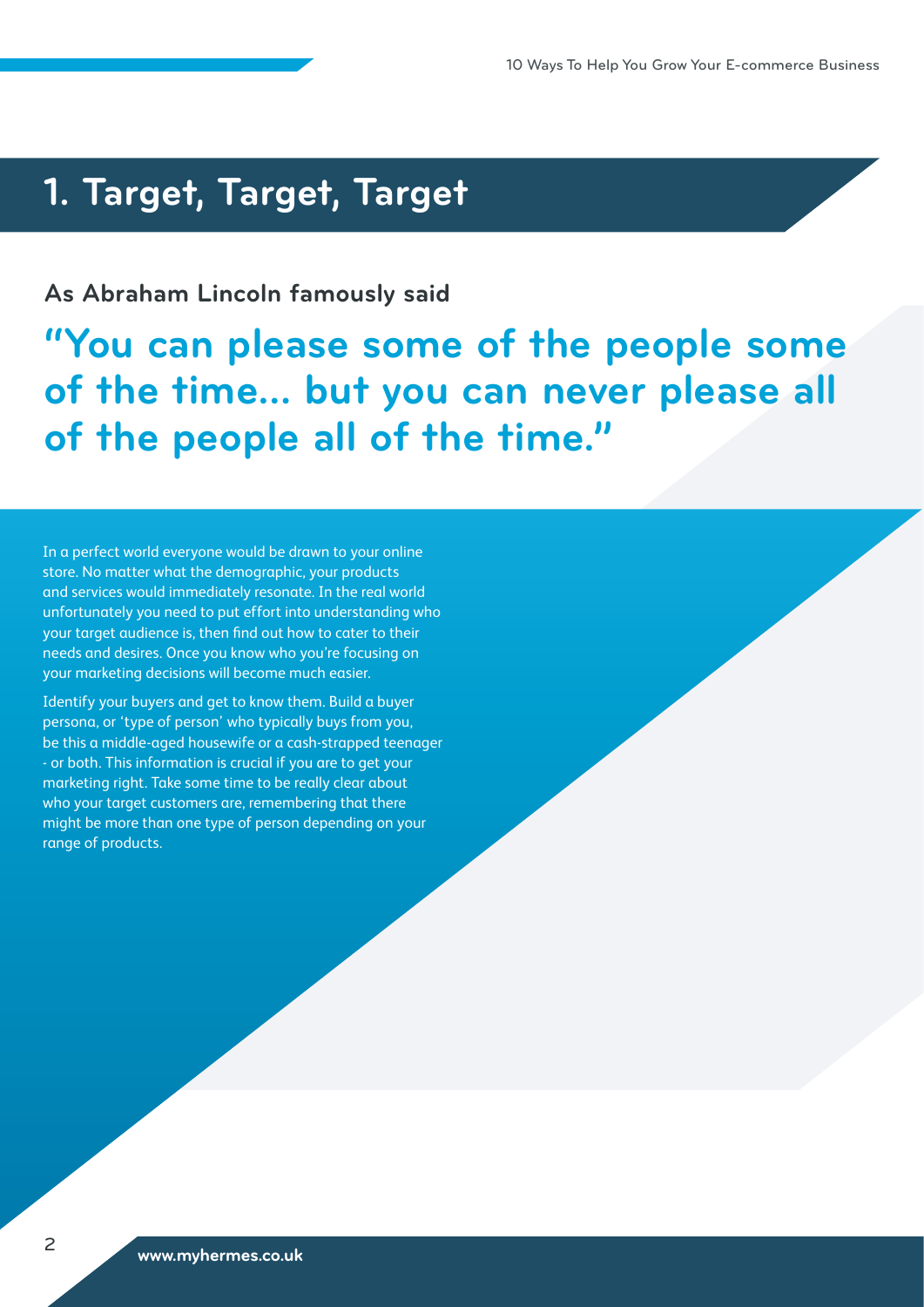## 1. Target, Target, Target

**As Abraham Lincoln famously said**

### "You can please some of the people some of the time... but you can never please all of the people all of the time."

In a perfect world everyone would be drawn to your online store. No matter what the demographic, your products and services would immediately resonate. In the real world unfortunately you need to put effort into understanding who your target audience is, then find out how to cater to their needs and desires. Once you know who you're focusing on your marketing decisions will become much easier.

Identify your buyers and get to know them. Build a buyer persona, or 'type of person' who typically buys from you, be this a middle-aged housewife or a cash-strapped teenager - or both. This information is crucial if you are to get your marketing right. Take some time to be really clear about who your target customers are, remembering that there might be more than one type of person depending on your range of products.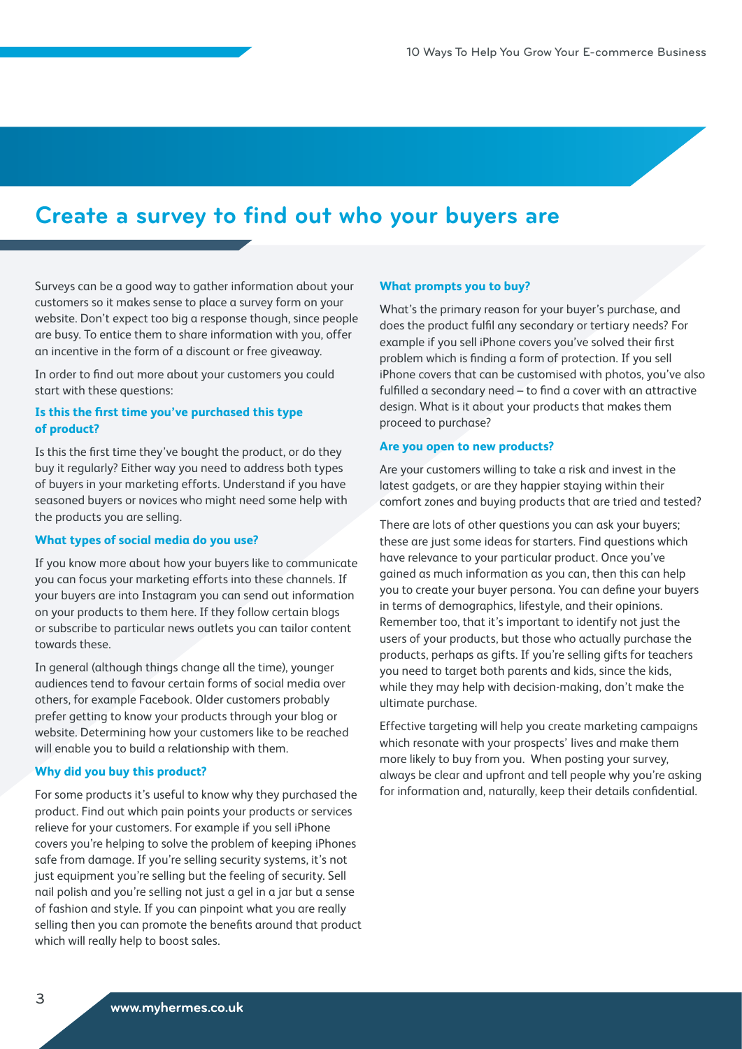## Create a survey to find out who your buyers are

Surveys can be a good way to gather information about your customers so it makes sense to place a survey form on your website. Don't expect too big a response though, since people are busy. To entice them to share information with you, offer an incentive in the form of a discount or free giveaway.

In order to find out more about your customers you could start with these questions:

### Is this the first time you've purchased this type of product?

Is this the first time they've bought the product, or do they buy it regularly? Either way you need to address both types of buyers in your marketing efforts. Understand if you have seasoned buyers or novices who might need some help with the products you are selling.

### What types of social media do you use?

If you know more about how your buyers like to communicate you can focus your marketing efforts into these channels. If your buyers are into Instagram you can send out information on your products to them here. If they follow certain blogs or subscribe to particular news outlets you can tailor content towards these.

In general (although things change all the time), younger audiences tend to favour certain forms of social media over others, for example Facebook. Older customers probably prefer getting to know your products through your blog or website. Determining how your customers like to be reached will enable you to build a relationship with them.

### Why did you buy this product?

For some products it's useful to know why they purchased the product. Find out which pain points your products or services relieve for your customers. For example if you sell iPhone covers you're helping to solve the problem of keeping iPhones safe from damage. If you're selling security systems, it's not just equipment you're selling but the feeling of security. Sell nail polish and you're selling not just a gel in a jar but a sense of fashion and style. If you can pinpoint what you are really selling then you can promote the benefits around that product which will really help to boost sales.

### What prompts you to buy?

What's the primary reason for your buyer's purchase, and does the product fulfil any secondary or tertiary needs? For example if you sell iPhone covers you've solved their first problem which is finding a form of protection. If you sell iPhone covers that can be customised with photos, you've also fulfilled a secondary need – to find a cover with an attractive design. What is it about your products that makes them proceed to purchase?

### Are you open to new products?

Are your customers willing to take a risk and invest in the latest gadgets, or are they happier staying within their comfort zones and buying products that are tried and tested?

There are lots of other questions you can ask your buyers; these are just some ideas for starters. Find questions which have relevance to your particular product. Once you've gained as much information as you can, then this can help you to create your buyer persona. You can define your buyers in terms of demographics, lifestyle, and their opinions. Remember too, that it's important to identify not just the users of your products, but those who actually purchase the products, perhaps as gifts. If you're selling gifts for teachers you need to target both parents and kids, since the kids, while they may help with decision-making, don't make the ultimate purchase.

Effective targeting will help you create marketing campaigns which resonate with your prospects' lives and make them more likely to buy from you. When posting your survey, always be clear and upfront and tell people why you're asking for information and, naturally, keep their details confidential.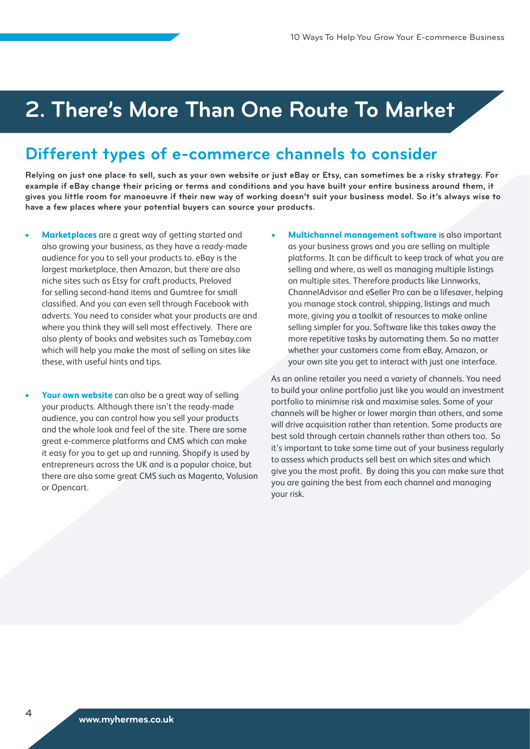# 2. There's More Than One Route To Market

## Different types of e-commerce channels to consider

**Relying on just one place to sell, such as your own website or just eBay or Etsy, can sometimes be a risky strategy. For example if eBay change their pricing or terms and conditions and you have built your entire business around them, it gives you little room for manoeuvre if their new way of working doesn't suit your business model. So it's always wise to have a few places where your potential buyers can source your products.**

- **Marketplaces** are a great way of getting started and also growing your business, as they have a ready-made audience for you to sell your products to. eBay is the largest marketplace, then Amazon, but there are also niche sites such as Etsy for craft products, Preloved for selling second-hand items and Gumtree for small classified. And you can even sell through Facebook with adverts. You need to consider what your products are and where you think they will sell most effectively. There are also plenty of books and websites such as Tamebay.com which will help you make the most of selling on sites like these, with useful hints and tips.

- **Your own website** can also be a great way of selling your products. Although there isn't the ready-made audience, you can control how you sell your products and the whole look and feel of the site. There are some great e-commerce platforms and CMS which can make it easy for you to get up and running. Shopify is used by entrepreneurs across the UK and is a popular choice, but there are also some great CMS such as Magento, Volusion or Opencart.

- **Multichannel management software** is also important as your business grows and you are selling on multiple platforms. It can be difficult to keep track of what you are selling and where, as well as managing multiple listings on multiple sites. Therefore products like Linnworks, ChannelAdvisor and eSeller Pro can be a lifesaver, helping you manage stock control, shipping, listings and much more, giving you a toolkit of resources to make online selling simpler for you. Software like this takes away the more repetitive tasks by automating them. So no matter whether your customers come from eBay, Amazon, or your own site you get to interact with just one interface.

As an online retailer you need a variety of channels. You need to build your online portfolio just like you would an investment portfolio to minimise risk and maximise sales. Some of your channels will be higher or lower margin than others, and some will drive acquisition rather than retention. Some products are best sold through certain channels rather than others too. So it's important to take some time out of your business regularly to assess which products sell best on which sites and which give you the most profit. By doing this you can make sure that you are gaining the best from each channel and managing your risk.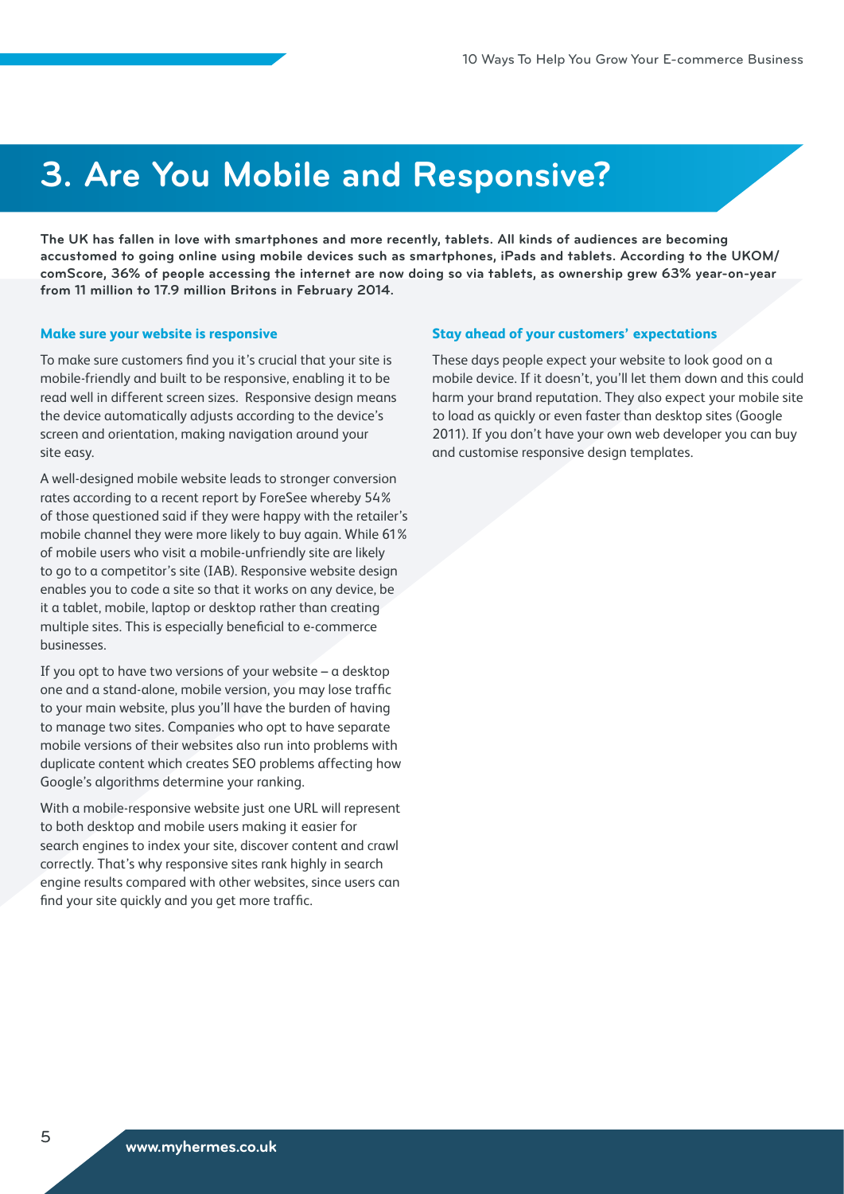# 3. Are You Mobile and Responsive?

**The UK has fallen in love with smartphones and more recently, tablets. All kinds of audiences are becoming accustomed to going online using mobile devices such as smartphones, iPads and tablets. According to the UKOM/comScore, 36% of people accessing the internet are now doing so via tablets, as ownership grew 63% year-on-year from 11 million to 17.9 million Britons in February 2014.**

### Make sure your website is responsive

To make sure customers find you it's crucial that your site is mobile-friendly and built to be responsive, enabling it to be read well in different screen sizes. Responsive design means the device automatically adjusts according to the device's screen and orientation, making navigation around your site easy.

A well-designed mobile website leads to stronger conversion rates according to a recent report by ForeSee whereby 54% of those questioned said if they were happy with the retailer's mobile channel they were more likely to buy again. While 61% of mobile users who visit a mobile-unfriendly site are likely to go to a competitor's site (IAB). Responsive website design enables you to code a site so that it works on any device, be it a tablet, mobile, laptop or desktop rather than creating multiple sites. This is especially beneficial to e-commerce businesses.

If you opt to have two versions of your website – a desktop one and a stand-alone, mobile version, you may lose traffic to your main website, plus you'll have the burden of having to manage two sites. Companies who opt to have separate mobile versions of their websites also run into problems with duplicate content which creates SEO problems affecting how Google's algorithms determine your ranking.

With a mobile-responsive website just one URL will represent to both desktop and mobile users making it easier for search engines to index your site, discover content and crawl correctly. That's why responsive sites rank highly in search engine results compared with other websites, since users can find your site quickly and you get more traffic.

### Stay ahead of your customers' expectations

These days people expect your website to look good on a mobile device. If it doesn't, you'll let them down and this could harm your brand reputation. They also expect your mobile site to load as quickly or even faster than desktop sites (Google 2011). If you don't have your own web developer you can buy and customise responsive design templates.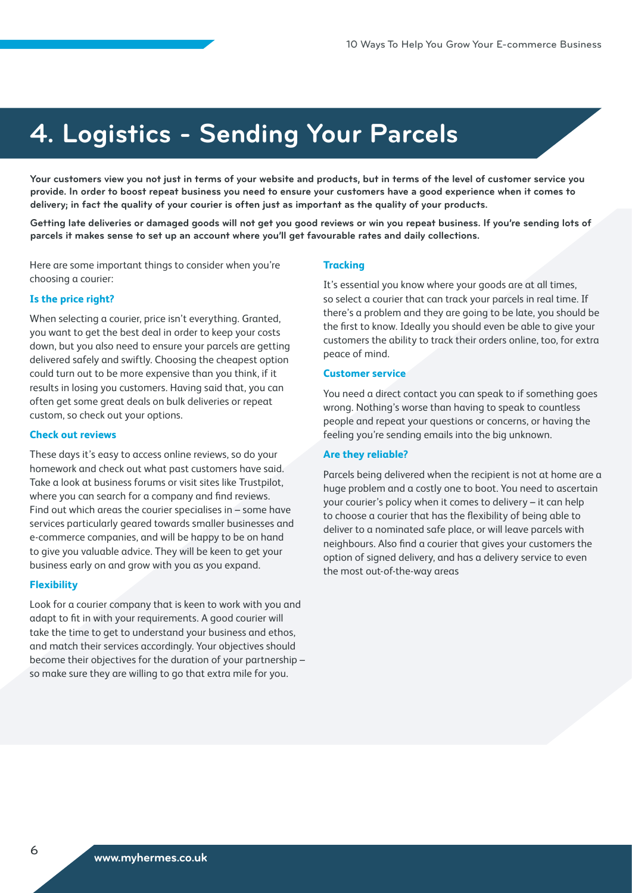# 4. Logistics - Sending Your Parcels

**Your customers view you not just in terms of your website and products, but in terms of the level of customer service you provide. In order to boost repeat business you need to ensure your customers have a good experience when it comes to delivery; in fact the quality of your courier is often just as important as the quality of your products.**

**Getting late deliveries or damaged goods will not get you good reviews or win you repeat business. If you're sending lots of parcels it makes sense to set up an account where you'll get favourable rates and daily collections.**

Here are some important things to consider when you're choosing a courier:

### Is the price right?

When selecting a courier, price isn't everything. Granted, you want to get the best deal in order to keep your costs down, but you also need to ensure your parcels are getting delivered safely and swiftly. Choosing the cheapest option could turn out to be more expensive than you think, if it results in losing you customers. Having said that, you can often get some great deals on bulk deliveries or repeat custom, so check out your options.

### Check out reviews

These days it's easy to access online reviews, so do your homework and check out what past customers have said. Take a look at business forums or visit sites like Trustpilot, where you can search for a company and find reviews. Find out which areas the courier specialises in – some have services particularly geared towards smaller businesses and e-commerce companies, and will be happy to be on hand to give you valuable advice. They will be keen to get your business early on and grow with you as you expand.

### Flexibility

Look for a courier company that is keen to work with you and adapt to fit in with your requirements. A good courier will take the time to get to understand your business and ethos, and match their services accordingly. Your objectives should become their objectives for the duration of your partnership – so make sure they are willing to go that extra mile for you.

### Tracking

It's essential you know where your goods are at all times, so select a courier that can track your parcels in real time. If there's a problem and they are going to be late, you should be the first to know. Ideally you should even be able to give your customers the ability to track their orders online, too, for extra peace of mind.

### Customer service

You need a direct contact you can speak to if something goes wrong. Nothing's worse than having to speak to countless people and repeat your questions or concerns, or having the feeling you're sending emails into the big unknown.

### Are they reliable?

Parcels being delivered when the recipient is not at home are a huge problem and a costly one to boot. You need to ascertain your courier's policy when it comes to delivery – it can help to choose a courier that has the flexibility of being able to deliver to a nominated safe place, or will leave parcels with neighbours. Also find a courier that gives your customers the option of signed delivery, and has a delivery service to even the most out-of-the-way areas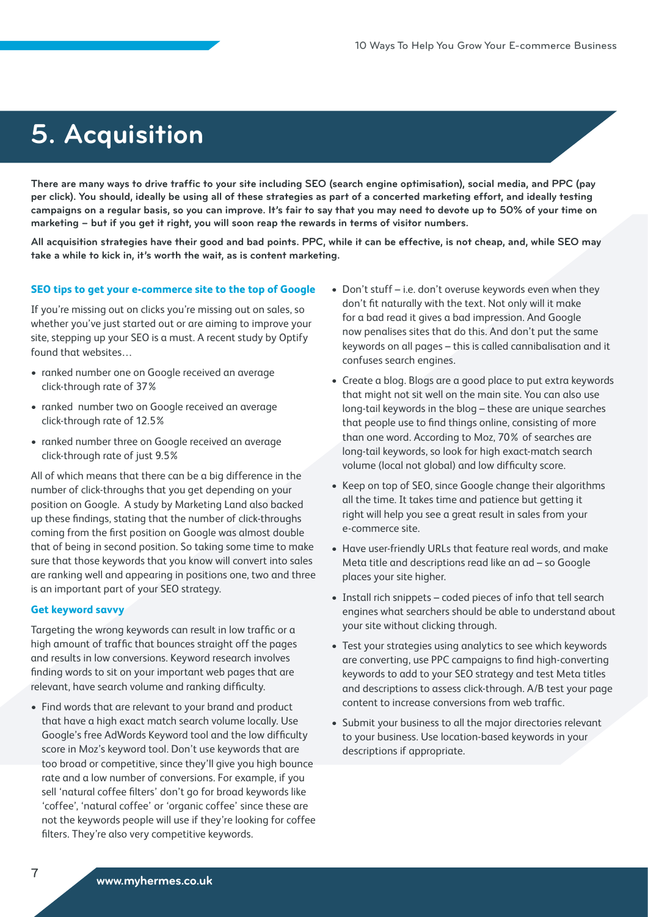# 5. Acquisition

**There are many ways to drive traffic to your site including SEO (search engine optimisation), social media, and PPC (pay per click). You should, ideally be using all of these strategies as part of a concerted marketing effort, and ideally testing campaigns on a regular basis, so you can improve. It's fair to say that you may need to devote up to 50% of your time on marketing – but if you get it right, you will soon reap the rewards in terms of visitor numbers.**

**All acquisition strategies have their good and bad points. PPC, while it can be effective, is not cheap, and, while SEO may take a while to kick in, it's worth the wait, as is content marketing.**

### SEO tips to get your e-commerce site to the top of Google

If you're missing out on clicks you're missing out on sales, so whether you've just started out or are aiming to improve your site, stepping up your SEO is a must. A recent study by Optify found that websites…

- ranked number one on Google received an average click-through rate of 37%
- ranked number two on Google received an average click-through rate of 12.5%
- ranked number three on Google received an average click-through rate of just 9.5%

All of which means that there can be a big difference in the number of click-throughs that you get depending on your position on Google. A study by Marketing Land also backed up these findings, stating that the number of click-throughs coming from the first position on Google was almost double that of being in second position. So taking some time to make sure that those keywords that you know will convert into sales are ranking well and appearing in positions one, two and three is an important part of your SEO strategy.

### Get keyword savvy

Targeting the wrong keywords can result in low traffic or a high amount of traffic that bounces straight off the pages and results in low conversions. Keyword research involves finding words to sit on your important web pages that are relevant, have search volume and ranking difficulty.

- Find words that are relevant to your brand and product that have a high exact match search volume locally. Use Google's free AdWords Keyword tool and the low difficulty score in Moz's keyword tool. Don't use keywords that are too broad or competitive, since they'll give you high bounce rate and a low number of conversions. For example, if you sell 'natural coffee filters' don't go for broad keywords like 'coffee', 'natural coffee' or 'organic coffee' since these are not the keywords people will use if they're looking for coffee filters. They're also very competitive keywords.
- Don't stuff – i.e. don't overuse keywords even when they don't fit naturally with the text. Not only will it make for a bad read it gives a bad impression. And Google now penalises sites that do this. And don't put the same keywords on all pages – this is called cannibalisation and it confuses search engines.
- Create a blog. Blogs are a good place to put extra keywords that might not sit well on the main site. You can also use long-tail keywords in the blog – these are unique searches that people use to find things online, consisting of more than one word. According to Moz, 70% of searches are long-tail keywords, so look for high exact-match search volume (local not global) and low difficulty score.
- Keep on top of SEO, since Google change their algorithms all the time. It takes time and patience but getting it right will help you see a great result in sales from your e-commerce site.
- Have user-friendly URLs that feature real words, and make Meta title and descriptions read like an ad – so Google places your site higher.
- Install rich snippets – coded pieces of info that tell search engines what searchers should be able to understand about your site without clicking through.
- Test your strategies using analytics to see which keywords are converting, use PPC campaigns to find high-converting keywords to add to your SEO strategy and test Meta titles and descriptions to assess click-through. A/B test your page content to increase conversions from web traffic.
- Submit your business to all the major directories relevant to your business. Use location-based keywords in your descriptions if appropriate.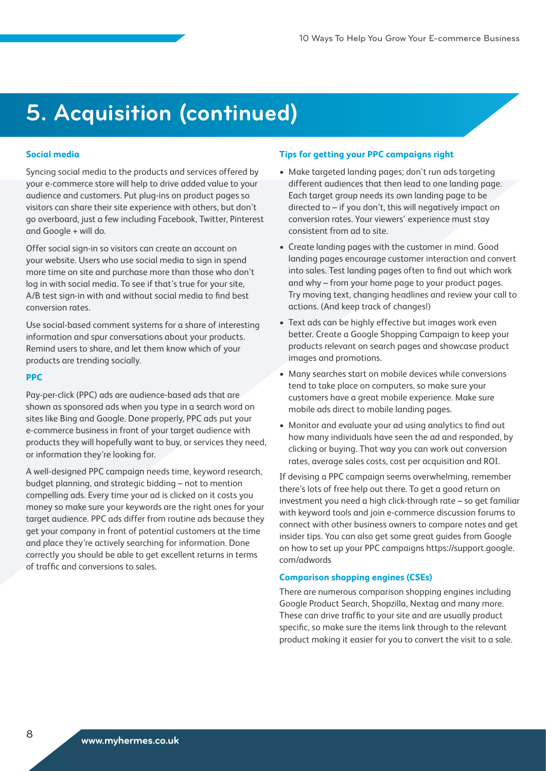# 5. Acquisition (continued)

### Social media

Syncing social media to the products and services offered by your e-commerce store will help to drive added value to your audience and customers. Put plug-ins on product pages so visitors can share their site experience with others, but don't go overboard, just a few including Facebook, Twitter, Pinterest and Google + will do.

Offer social sign-in so visitors can create an account on your website. Users who use social media to sign in spend more time on site and purchase more than those who don't log in with social media. To see if that's true for your site, A/B test sign-in with and without social media to find best conversion rates.

Use social-based comment systems for a share of interesting information and spur conversations about your products. Remind users to share, and let them know which of your products are trending socially.

### PPC

Pay-per-click (PPC) ads are audience-based ads that are shown as sponsored ads when you type in a search word on sites like Bing and Google. Done properly, PPC ads put your e-commerce business in front of your target audience with products they will hopefully want to buy, or services they need, or information they're looking for.

A well-designed PPC campaign needs time, keyword research, budget planning, and strategic bidding – not to mention compelling ads. Every time your ad is clicked on it costs you money so make sure your keywords are the right ones for your target audience. PPC ads differ from routine ads because they get your company in front of potential customers at the time and place they're actively searching for information. Done correctly you should be able to get excellent returns in terms of traffic and conversions to sales.

### Tips for getting your PPC campaigns right

- Make targeted landing pages; don't run ads targeting different audiences that then lead to one landing page. Each target group needs its own landing page to be directed to – if you don't, this will negatively impact on conversion rates. Your viewers' experience must stay consistent from ad to site.
- Create landing pages with the customer in mind. Good landing pages encourage customer interaction and convert into sales. Test landing pages often to find out which work and why – from your home page to your product pages. Try moving text, changing headlines and review your call to actions. (And keep track of changes!)
- Text ads can be highly effective but images work even better. Create a Google Shopping Campaign to keep your products relevant on search pages and showcase product images and promotions.
- Many searches start on mobile devices while conversions tend to take place on computers, so make sure your customers have a great mobile experience. Make sure mobile ads direct to mobile landing pages.
- Monitor and evaluate your ad using analytics to find out how many individuals have seen the ad and responded, by clicking or buying. That way you can work out conversion rates, average sales costs, cost per acquisition and ROI.

If devising a PPC campaign seems overwhelming, remember there's lots of free help out there. To get a good return on investment you need a high click-through rate – so get familiar with keyword tools and join e-commerce discussion forums to connect with other business owners to compare notes and get insider tips. You can also get some great guides from Google on how to set up your PPC campaigns https://support.google.com/adwords

### Comparison shopping engines (CSEs)

There are numerous comparison shopping engines including Google Product Search, Shopzilla, Nextag and many more. These can drive traffic to your site and are usually product specific, so make sure the items link through to the relevant product making it easier for you to convert the visit to a sale.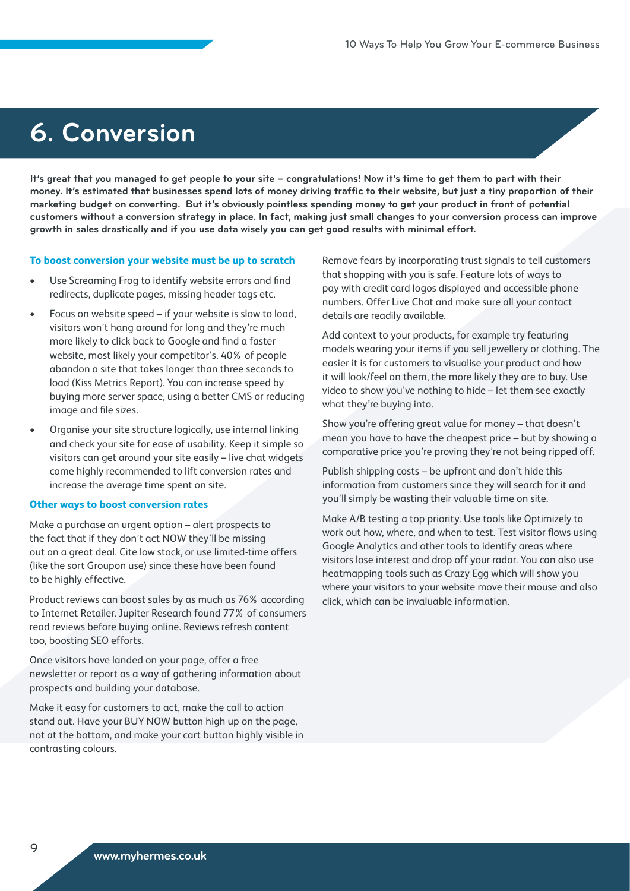# 6. Conversion

**It's great that you managed to get people to your site – congratulations! Now it's time to get them to part with their money. It's estimated that businesses spend lots of money driving traffic to their website, but just a tiny proportion of their marketing budget on converting. But it's obviously pointless spending money to get your product in front of potential customers without a conversion strategy in place. In fact, making just small changes to your conversion process can improve growth in sales drastically and if you use data wisely you can get good results with minimal effort.**

### To boost conversion your website must be up to scratch

- Use Screaming Frog to identify website errors and find redirects, duplicate pages, missing header tags etc.
- Focus on website speed – if your website is slow to load, visitors won't hang around for long and they're much more likely to click back to Google and find a faster website, most likely your competitor's. 40% of people abandon a site that takes longer than three seconds to load (Kiss Metrics Report). You can increase speed by buying more server space, using a better CMS or reducing image and file sizes.
- Organise your site structure logically, use internal linking and check your site for ease of usability. Keep it simple so visitors can get around your site easily – live chat widgets come highly recommended to lift conversion rates and increase the average time spent on site.

### Other ways to boost conversion rates

Make a purchase an urgent option – alert prospects to the fact that if they don't act NOW they'll be missing out on a great deal. Cite low stock, or use limited-time offers (like the sort Groupon use) since these have been found to be highly effective.

Product reviews can boost sales by as much as 76% according to Internet Retailer. Jupiter Research found 77% of consumers read reviews before buying online. Reviews refresh content too, boosting SEO efforts.

Once visitors have landed on your page, offer a free newsletter or report as a way of gathering information about prospects and building your database.

Make it easy for customers to act, make the call to action stand out. Have your BUY NOW button high up on the page, not at the bottom, and make your cart button highly visible in contrasting colours.

Remove fears by incorporating trust signals to tell customers that shopping with you is safe. Feature lots of ways to pay with credit card logos displayed and accessible phone numbers. Offer Live Chat and make sure all your contact details are readily available.

Add context to your products, for example try featuring models wearing your items if you sell jewellery or clothing. The easier it is for customers to visualise your product and how it will look/feel on them, the more likely they are to buy. Use video to show you've nothing to hide – let them see exactly what they're buying into.

Show you're offering great value for money – that doesn't mean you have to have the cheapest price – but by showing a comparative price you're proving they're not being ripped off.

Publish shipping costs – be upfront and don't hide this information from customers since they will search for it and you'll simply be wasting their valuable time on site.

Make A/B testing a top priority. Use tools like Optimizely to work out how, where, and when to test. Test visitor flows using Google Analytics and other tools to identify areas where visitors lose interest and drop off your radar. You can also use heatmapping tools such as Crazy Egg which will show you where your visitors to your website move their mouse and also click, which can be invaluable information.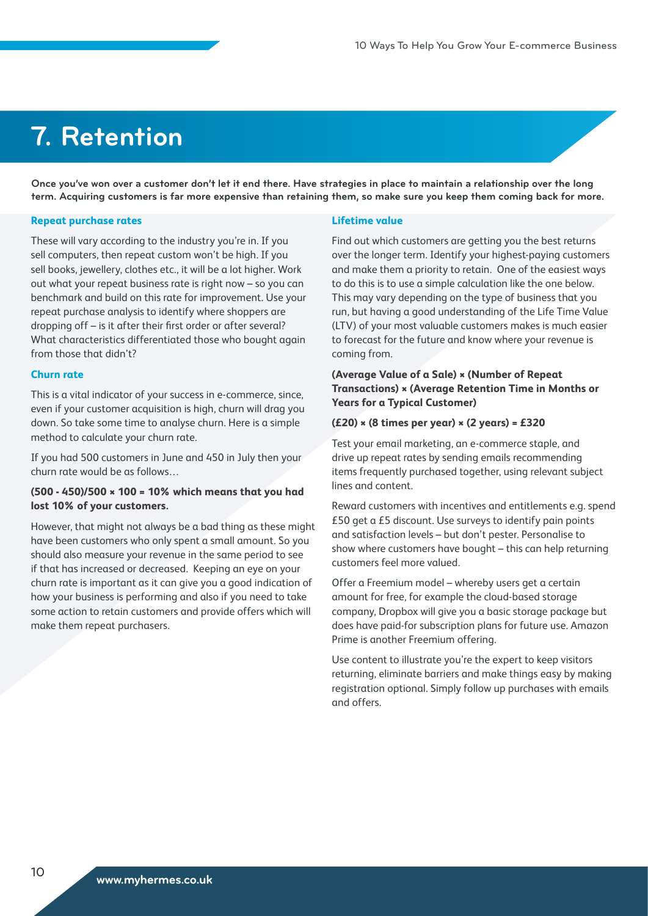# 7. Retention

**Once you've won over a customer don't let it end there. Have strategies in place to maintain a relationship over the long term. Acquiring customers is far more expensive than retaining them, so make sure you keep them coming back for more.**

### Repeat purchase rates

These will vary according to the industry you're in. If you sell computers, then repeat custom won't be high. If you sell books, jewellery, clothes etc., it will be a lot higher. Work out what your repeat business rate is right now – so you can benchmark and build on this rate for improvement. Use your repeat purchase analysis to identify where shoppers are dropping off – is it after their first order or after several? What characteristics differentiated those who bought again from those that didn't?

### Churn rate

This is a vital indicator of your success in e-commerce, since, even if your customer acquisition is high, churn will drag you down. So take some time to analyse churn. Here is a simple method to calculate your churn rate.

If you had 500 customers in June and 450 in July then your churn rate would be as follows…

**(500 - 450)/500 × 100 = 10% which means that you had lost 10% of your customers.**

However, that might not always be a bad thing as these might have been customers who only spent a small amount. So you should also measure your revenue in the same period to see if that has increased or decreased. Keeping an eye on your churn rate is important as it can give you a good indication of how your business is performing and also if you need to take some action to retain customers and provide offers which will make them repeat purchasers.

### Lifetime value

Find out which customers are getting you the best returns over the longer term. Identify your highest-paying customers and make them a priority to retain. One of the easiest ways to do this is to use a simple calculation like the one below. This may vary depending on the type of business that you run, but having a good understanding of the Life Time Value (LTV) of your most valuable customers makes is much easier to forecast for the future and know where your revenue is coming from.

**(Average Value of a Sale) × (Number of Repeat Transactions) × (Average Retention Time in Months or Years for a Typical Customer)**

**(£20) × (8 times per year) × (2 years) = £320**

Test your email marketing, an e-commerce staple, and drive up repeat rates by sending emails recommending items frequently purchased together, using relevant subject lines and content.

Reward customers with incentives and entitlements e.g. spend £50 get a £5 discount. Use surveys to identify pain points and satisfaction levels – but don't pester. Personalise to show where customers have bought – this can help returning customers feel more valued.

Offer a Freemium model – whereby users get a certain amount for free, for example the cloud-based storage company, Dropbox will give you a basic storage package but does have paid-for subscription plans for future use. Amazon Prime is another Freemium offering.

Use content to illustrate you're the expert to keep visitors returning, eliminate barriers and make things easy by making registration optional. Simply follow up purchases with emails and offers.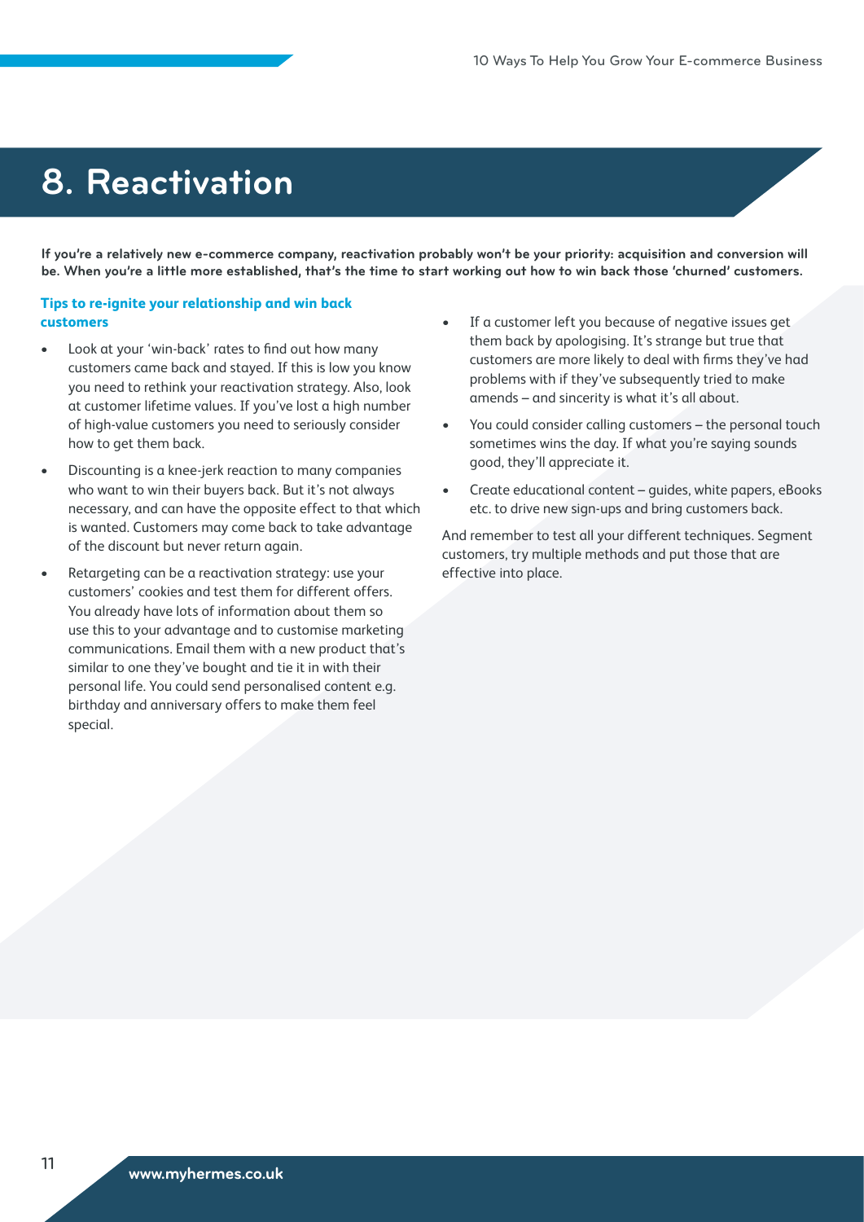# 8. Reactivation

**If you're a relatively new e-commerce company, reactivation probably won't be your priority: acquisition and conversion will be. When you're a little more established, that's the time to start working out how to win back those 'churned' customers.**

### Tips to re-ignite your relationship and win back customers

- Look at your 'win-back' rates to find out how many customers came back and stayed. If this is low you know you need to rethink your reactivation strategy. Also, look at customer lifetime values. If you've lost a high number of high-value customers you need to seriously consider how to get them back.
- Discounting is a knee-jerk reaction to many companies who want to win their buyers back. But it's not always necessary, and can have the opposite effect to that which is wanted. Customers may come back to take advantage of the discount but never return again.
- Retargeting can be a reactivation strategy: use your customers' cookies and test them for different offers. You already have lots of information about them so use this to your advantage and to customise marketing communications. Email them with a new product that's similar to one they've bought and tie it in with their personal life. You could send personalised content e.g. birthday and anniversary offers to make them feel special.
- If a customer left you because of negative issues get them back by apologising. It's strange but true that customers are more likely to deal with firms they've had problems with if they've subsequently tried to make amends – and sincerity is what it's all about.
- You could consider calling customers – the personal touch sometimes wins the day. If what you're saying sounds good, they'll appreciate it.
- Create educational content – guides, white papers, eBooks etc. to drive new sign-ups and bring customers back.

And remember to test all your different techniques. Segment customers, try multiple methods and put those that are effective into place.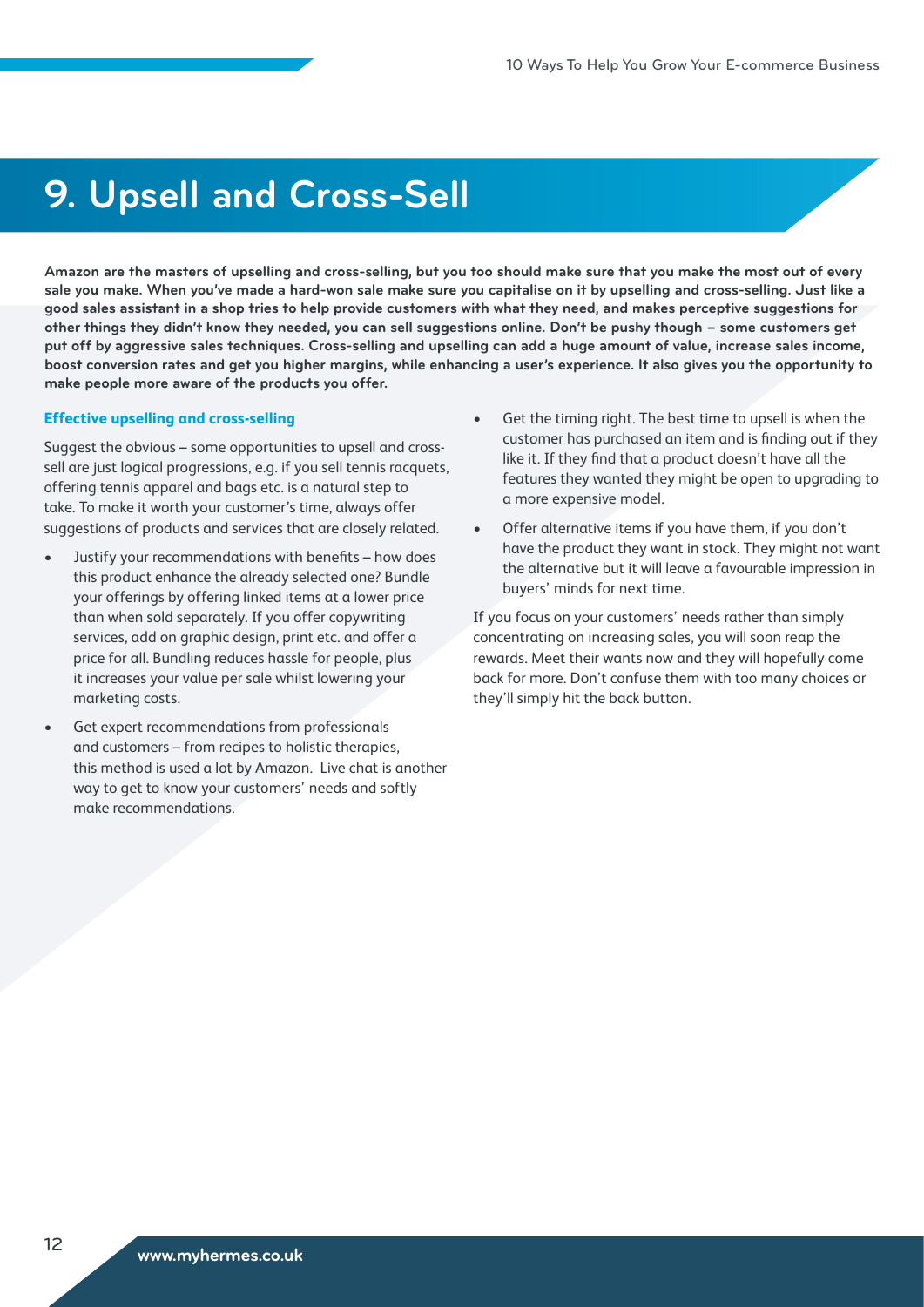# 9. Upsell and Cross-Sell

**Amazon are the masters of upselling and cross-selling, but you too should make sure that you make the most out of every sale you make. When you've made a hard-won sale make sure you capitalise on it by upselling and cross-selling. Just like a good sales assistant in a shop tries to help provide customers with what they need, and makes perceptive suggestions for other things they didn't know they needed, you can sell suggestions online. Don't be pushy though – some customers get put off by aggressive sales techniques. Cross-selling and upselling can add a huge amount of value, increase sales income, boost conversion rates and get you higher margins, while enhancing a user's experience. It also gives you the opportunity to make people more aware of the products you offer.**

## Effective upselling and cross-selling

Suggest the obvious – some opportunities to upsell and cross-sell are just logical progressions, e.g. if you sell tennis racquets, offering tennis apparel and bags etc. is a natural step to take. To make it worth your customer's time, always offer suggestions of products and services that are closely related.

- Justify your recommendations with benefits – how does this product enhance the already selected one? Bundle your offerings by offering linked items at a lower price than when sold separately. If you offer copywriting services, add on graphic design, print etc. and offer a price for all. Bundling reduces hassle for people, plus it increases your value per sale whilst lowering your marketing costs.
- Get expert recommendations from professionals and customers – from recipes to holistic therapies, this method is used a lot by Amazon. Live chat is another way to get to know your customers' needs and softly make recommendations.
- Get the timing right. The best time to upsell is when the customer has purchased an item and is finding out if they like it. If they find that a product doesn't have all the features they wanted they might be open to upgrading to a more expensive model.
- Offer alternative items if you have them, if you don't have the product they want in stock. They might not want the alternative but it will leave a favourable impression in buyers' minds for next time.

If you focus on your customers' needs rather than simply concentrating on increasing sales, you will soon reap the rewards. Meet their wants now and they will hopefully come back for more. Don't confuse them with too many choices or they'll simply hit the back button.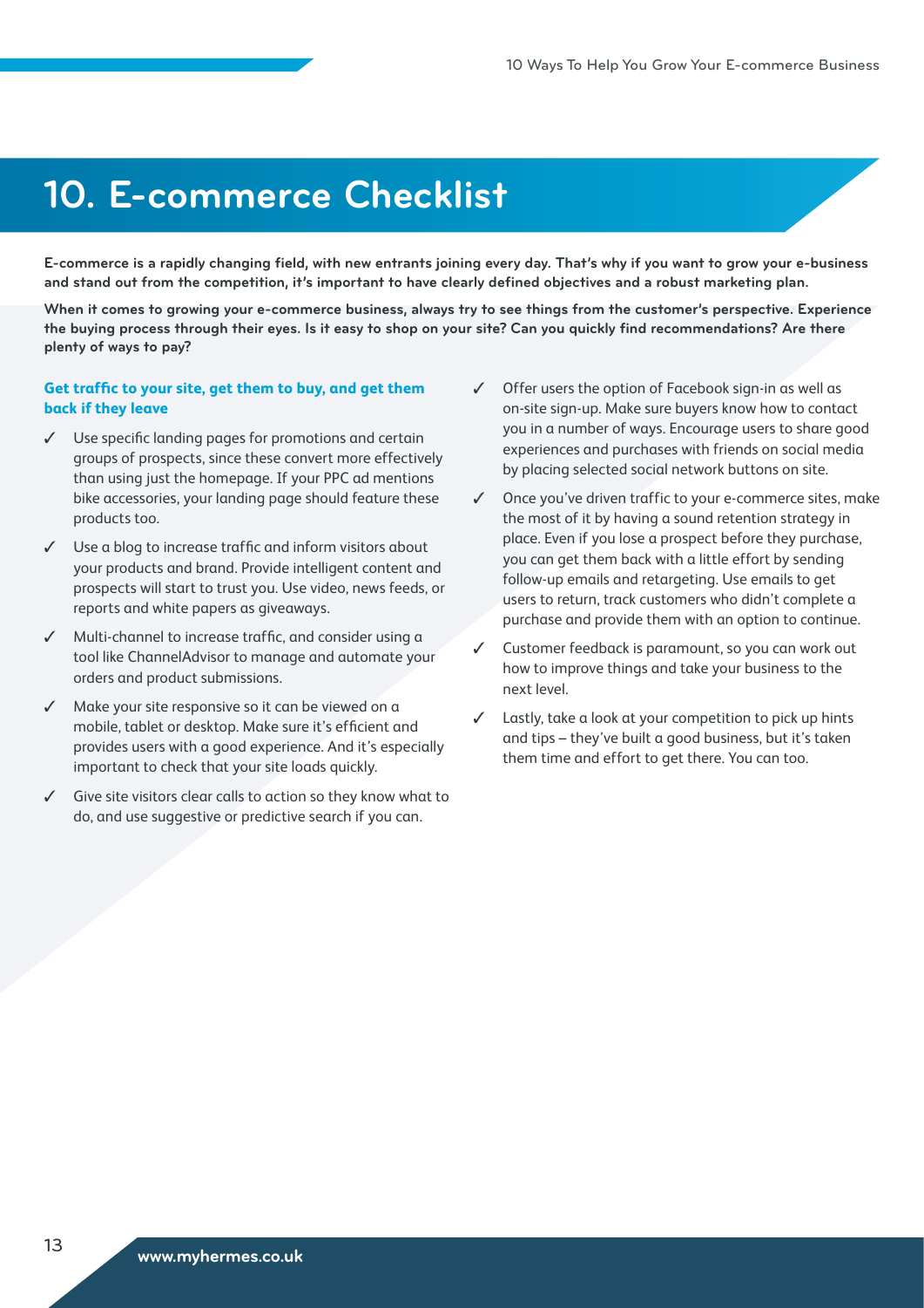# 10. E-commerce Checklist

**E-commerce is a rapidly changing field, with new entrants joining every day. That's why if you want to grow your e-business and stand out from the competition, it's important to have clearly defined objectives and a robust marketing plan.**

**When it comes to growing your e-commerce business, always try to see things from the customer's perspective. Experience the buying process through their eyes. Is it easy to shop on your site? Can you quickly find recommendations? Are there plenty of ways to pay?**

### Get traffic to your site, get them to buy, and get them back if they leave

- ✓ Use specific landing pages for promotions and certain groups of prospects, since these convert more effectively than using just the homepage. If your PPC ad mentions bike accessories, your landing page should feature these products too.
- ✓ Use a blog to increase traffic and inform visitors about your products and brand. Provide intelligent content and prospects will start to trust you. Use video, news feeds, or reports and white papers as giveaways.
- ✓ Multi-channel to increase traffic, and consider using a tool like ChannelAdvisor to manage and automate your orders and product submissions.
- ✓ Make your site responsive so it can be viewed on a mobile, tablet or desktop. Make sure it's efficient and provides users with a good experience. And it's especially important to check that your site loads quickly.
- ✓ Give site visitors clear calls to action so they know what to do, and use suggestive or predictive search if you can.
- ✓ Offer users the option of Facebook sign-in as well as on-site sign-up. Make sure buyers know how to contact you in a number of ways. Encourage users to share good experiences and purchases with friends on social media by placing selected social network buttons on site.
- ✓ Once you've driven traffic to your e-commerce sites, make the most of it by having a sound retention strategy in place. Even if you lose a prospect before they purchase, you can get them back with a little effort by sending follow-up emails and retargeting. Use emails to get users to return, track customers who didn't complete a purchase and provide them with an option to continue.
- ✓ Customer feedback is paramount, so you can work out how to improve things and take your business to the next level.
- ✓ Lastly, take a look at your competition to pick up hints and tips – they've built a good business, but it's taken them time and effort to get there. You can too.

www.myhermes.co.uk